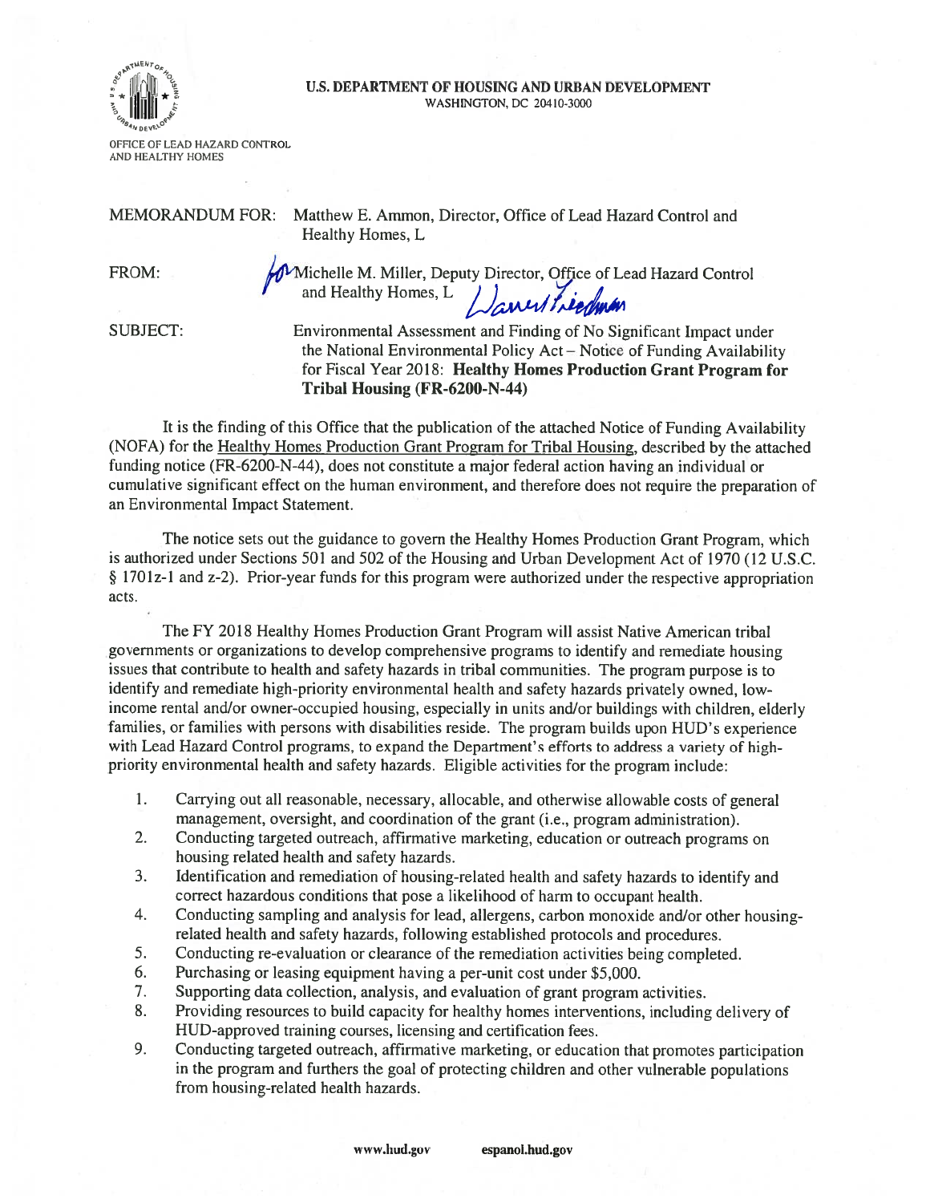U.S. DEPARTMENT OF HOUSING AND URBAN DEVELOPMENT
WASHINGTON, DC 20410-3000

OFFICE OF LEAD HAZARD CONTROL AND HEALTHY HOMES

MEMORANDUM FOR: Matthew E. Ammon, Director, Office of Lead Hazard Control and Healthy Homes, L

FROM: for Michelle M. Miller, Deputy Director, Office of Lead Hazard Control and Healthy Homes, L

SUBJECT: Environmental Assessment and Finding of No Significant Impact under the National Environmental Policy Act – Notice of Funding Availability for Fiscal Year 2018: **Healthy Homes Production Grant Program for Tribal Housing (FR-6200-N-44)**

It is the finding of this Office that the publication of the attached Notice of Funding Availability (NOFA) for the Healthy Homes Production Grant Program for Tribal Housing, described by the attached funding notice (FR-6200-N-44), does not constitute a major federal action having an individual or cumulative significant effect on the human environment, and therefore does not require the preparation of an Environmental Impact Statement.

The notice sets out the guidance to govern the Healthy Homes Production Grant Program, which is authorized under Sections 501 and 502 of the Housing and Urban Development Act of 1970 (12 U.S.C. § 1701z-1 and z-2). Prior-year funds for this program were authorized under the respective appropriation acts.

The FY 2018 Healthy Homes Production Grant Program will assist Native American tribal governments or organizations to develop comprehensive programs to identify and remediate housing issues that contribute to health and safety hazards in tribal communities. The program purpose is to identify and remediate high-priority environmental health and safety hazards privately owned, low-income rental and/or owner-occupied housing, especially in units and/or buildings with children, elderly families, or families with persons with disabilities reside. The program builds upon HUD's experience with Lead Hazard Control programs, to expand the Department's efforts to address a variety of high-priority environmental health and safety hazards. Eligible activities for the program include:

1. Carrying out all reasonable, necessary, allocable, and otherwise allowable costs of general management, oversight, and coordination of the grant (i.e., program administration).
2. Conducting targeted outreach, affirmative marketing, education or outreach programs on housing related health and safety hazards.
3. Identification and remediation of housing-related health and safety hazards to identify and correct hazardous conditions that pose a likelihood of harm to occupant health.
4. Conducting sampling and analysis for lead, allergens, carbon monoxide and/or other housing-related health and safety hazards, following established protocols and procedures.
5. Conducting re-evaluation or clearance of the remediation activities being completed.
6. Purchasing or leasing equipment having a per-unit cost under $5,000.
7. Supporting data collection, analysis, and evaluation of grant program activities.
8. Providing resources to build capacity for healthy homes interventions, including delivery of HUD-approved training courses, licensing and certification fees.
9. Conducting targeted outreach, affirmative marketing, or education that promotes participation in the program and furthers the goal of protecting children and other vulnerable populations from housing-related health hazards.

www.hud.gov espanol.hud.gov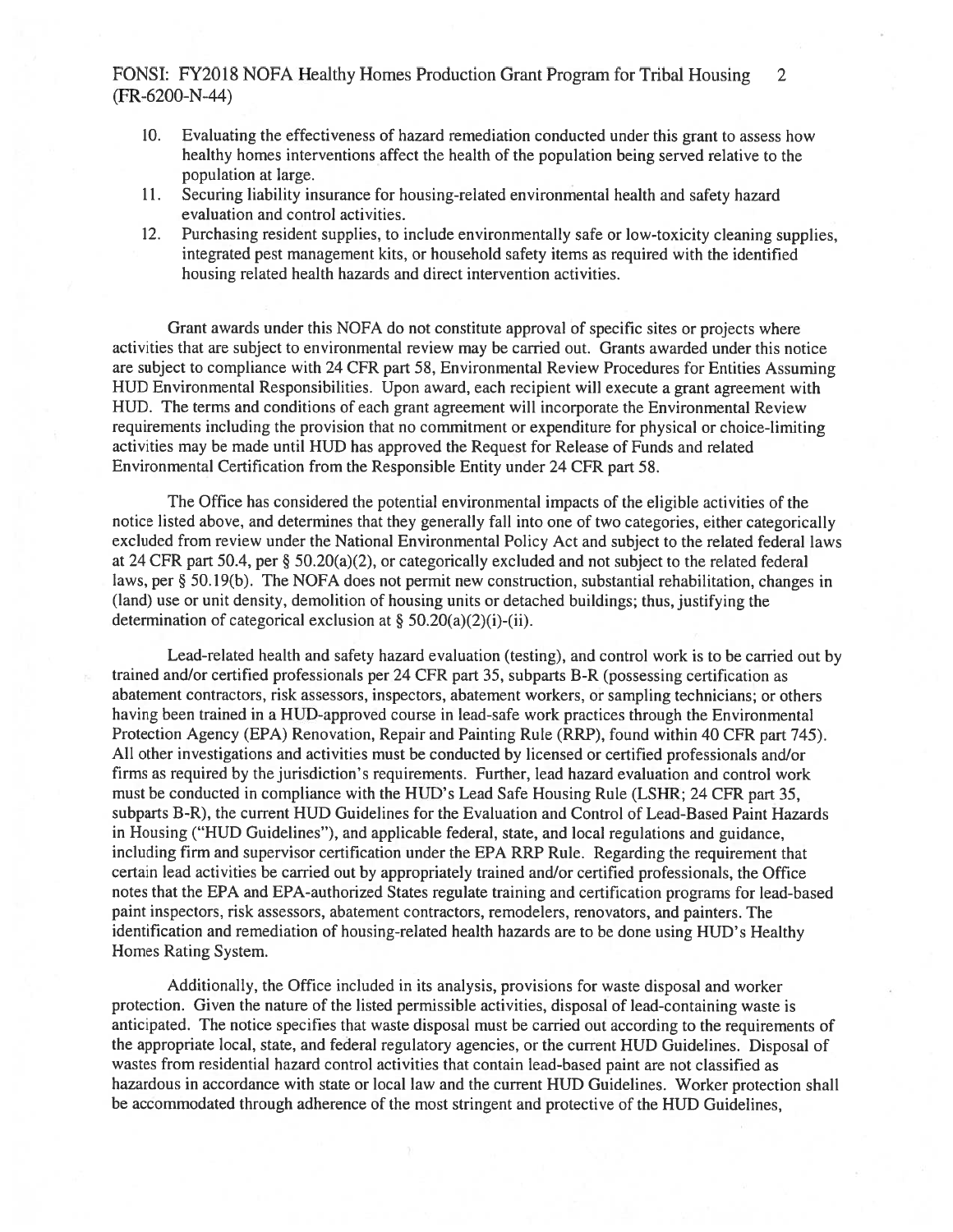10. Evaluating the effectiveness of hazard remediation conducted under this grant to assess how healthy homes interventions affect the health of the population being served relative to the population at large.
11. Securing liability insurance for housing-related environmental health and safety hazard evaluation and control activities.
12. Purchasing resident supplies, to include environmentally safe or low-toxicity cleaning supplies, integrated pest management kits, or household safety items as required with the identified housing related health hazards and direct intervention activities.

Grant awards under this NOFA do not constitute approval of specific sites or projects where activities that are subject to environmental review may be carried out. Grants awarded under this notice are subject to compliance with 24 CFR part 58, Environmental Review Procedures for Entities Assuming HUD Environmental Responsibilities. Upon award, each recipient will execute a grant agreement with HUD. The terms and conditions of each grant agreement will incorporate the Environmental Review requirements including the provision that no commitment or expenditure for physical or choice-limiting activities may be made until HUD has approved the Request for Release of Funds and related Environmental Certification from the Responsible Entity under 24 CFR part 58.

The Office has considered the potential environmental impacts of the eligible activities of the notice listed above, and determines that they generally fall into one of two categories, either categorically excluded from review under the National Environmental Policy Act and subject to the related federal laws at 24 CFR part 50.4, per § 50.20(a)(2), or categorically excluded and not subject to the related federal laws, per § 50.19(b). The NOFA does not permit new construction, substantial rehabilitation, changes in (land) use or unit density, demolition of housing units or detached buildings; thus, justifying the determination of categorical exclusion at § 50.20(a)(2)(i)-(ii).

Lead-related health and safety hazard evaluation (testing), and control work is to be carried out by trained and/or certified professionals per 24 CFR part 35, subparts B-R (possessing certification as abatement contractors, risk assessors, inspectors, abatement workers, or sampling technicians; or others having been trained in a HUD-approved course in lead-safe work practices through the Environmental Protection Agency (EPA) Renovation, Repair and Painting Rule (RRP), found within 40 CFR part 745). All other investigations and activities must be conducted by licensed or certified professionals and/or firms as required by the jurisdiction's requirements. Further, lead hazard evaluation and control work must be conducted in compliance with the HUD's Lead Safe Housing Rule (LSHR; 24 CFR part 35, subparts B-R), the current HUD Guidelines for the Evaluation and Control of Lead-Based Paint Hazards in Housing ("HUD Guidelines"), and applicable federal, state, and local regulations and guidance, including firm and supervisor certification under the EPA RRP Rule. Regarding the requirement that certain lead activities be carried out by appropriately trained and/or certified professionals, the Office notes that the EPA and EPA-authorized States regulate training and certification programs for lead-based paint inspectors, risk assessors, abatement contractors, remodelers, renovators, and painters. The identification and remediation of housing-related health hazards are to be done using HUD's Healthy Homes Rating System.

Additionally, the Office included in its analysis, provisions for waste disposal and worker protection. Given the nature of the listed permissible activities, disposal of lead-containing waste is anticipated. The notice specifies that waste disposal must be carried out according to the requirements of the appropriate local, state, and federal regulatory agencies, or the current HUD Guidelines. Disposal of wastes from residential hazard control activities that contain lead-based paint are not classified as hazardous in accordance with state or local law and the current HUD Guidelines. Worker protection shall be accommodated through adherence of the most stringent and protective of the HUD Guidelines,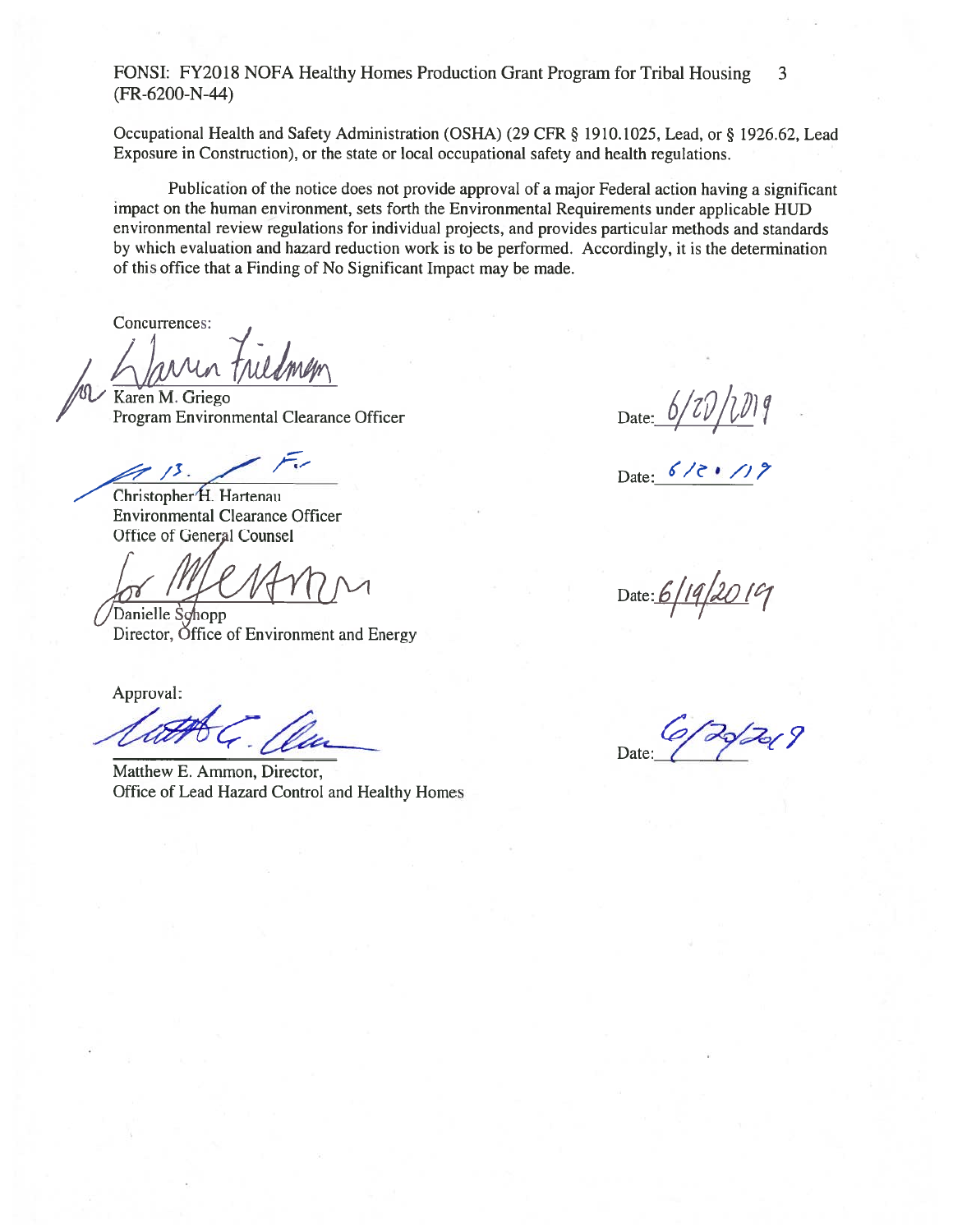Occupational Health and Safety Administration (OSHA) (29 CFR § 1910.1025, Lead, or § 1926.62, Lead Exposure in Construction), or the state or local occupational safety and health regulations.

Publication of the notice does not provide approval of a major Federal action having a significant impact on the human environment, sets forth the Environmental Requirements under applicable HUD environmental review regulations for individual projects, and provides particular methods and standards by which evaluation and hazard reduction work is to be performed. Accordingly, it is the determination of this office that a Finding of No Significant Impact may be made.

Concurrences:

for Karen M. Griego
Program Environmental Clearance Officer

Date: 6/20/2019

Christopher H. Hartenau
Environmental Clearance Officer
Office of General Counsel

Date: 6/20/19

for Danielle Schopp
Director, Office of Environment and Energy

Date: 6/19/2019

Approval:

Matthew E. Ammon, Director,
Office of Lead Hazard Control and Healthy Homes

Date: 6/20/2019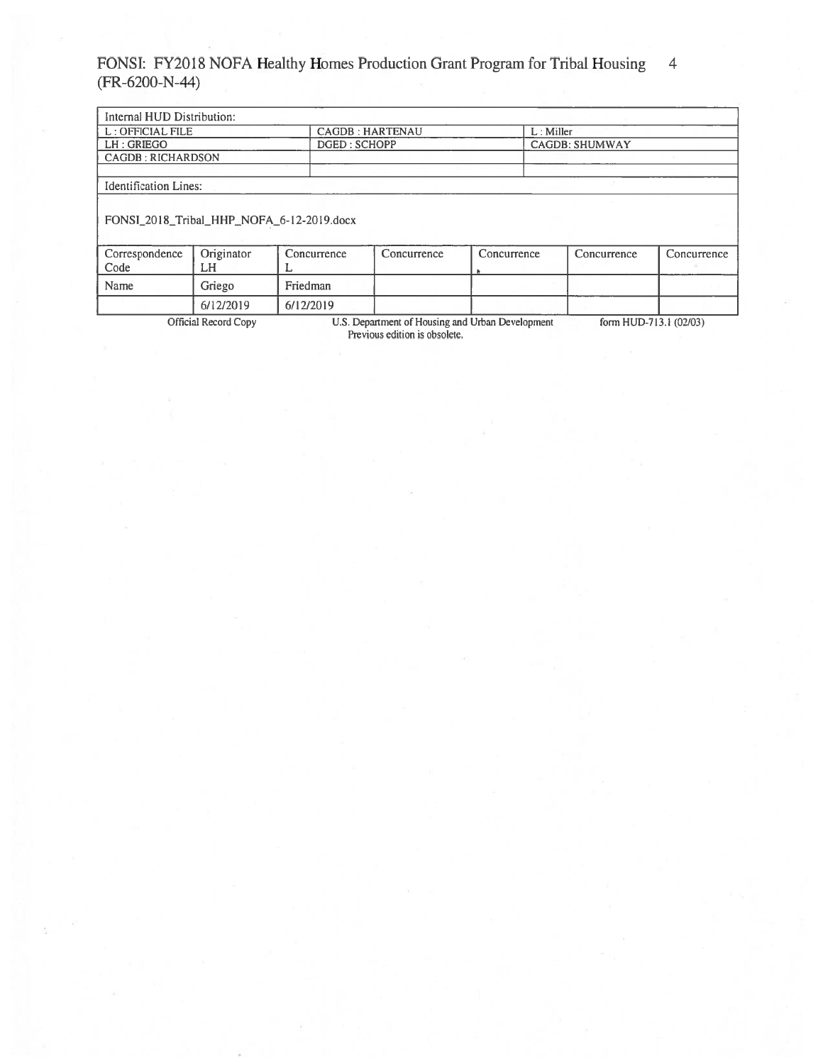| Internal HUD Distribution: | | |
|---|---|---|
| L : OFFICIAL FILE | CAGDB : HARTENAU | L : Miller |
| LH : GRIEGO | DGED : SCHOPP | CAGDB: SHUMWAY |
| CAGDB : RICHARDSON | | |
| | | |

Identification Lines:

FONSI_2018_Tribal_HHP_NOFA_6-12-2019.docx

| Correspondence Code | Originator LH | Concurrence L | Concurrence | Concurrence | Concurrence | Concurrence |
|---|---|---|---|---|---|---|
| Name | Griego | Friedman | | | | |
| | 6/12/2019 | 6/12/2019 | | | | |

Official Record Copy

U.S. Department of Housing and Urban Development
Previous edition is obsolete.

form HUD-713.1 (02/03)